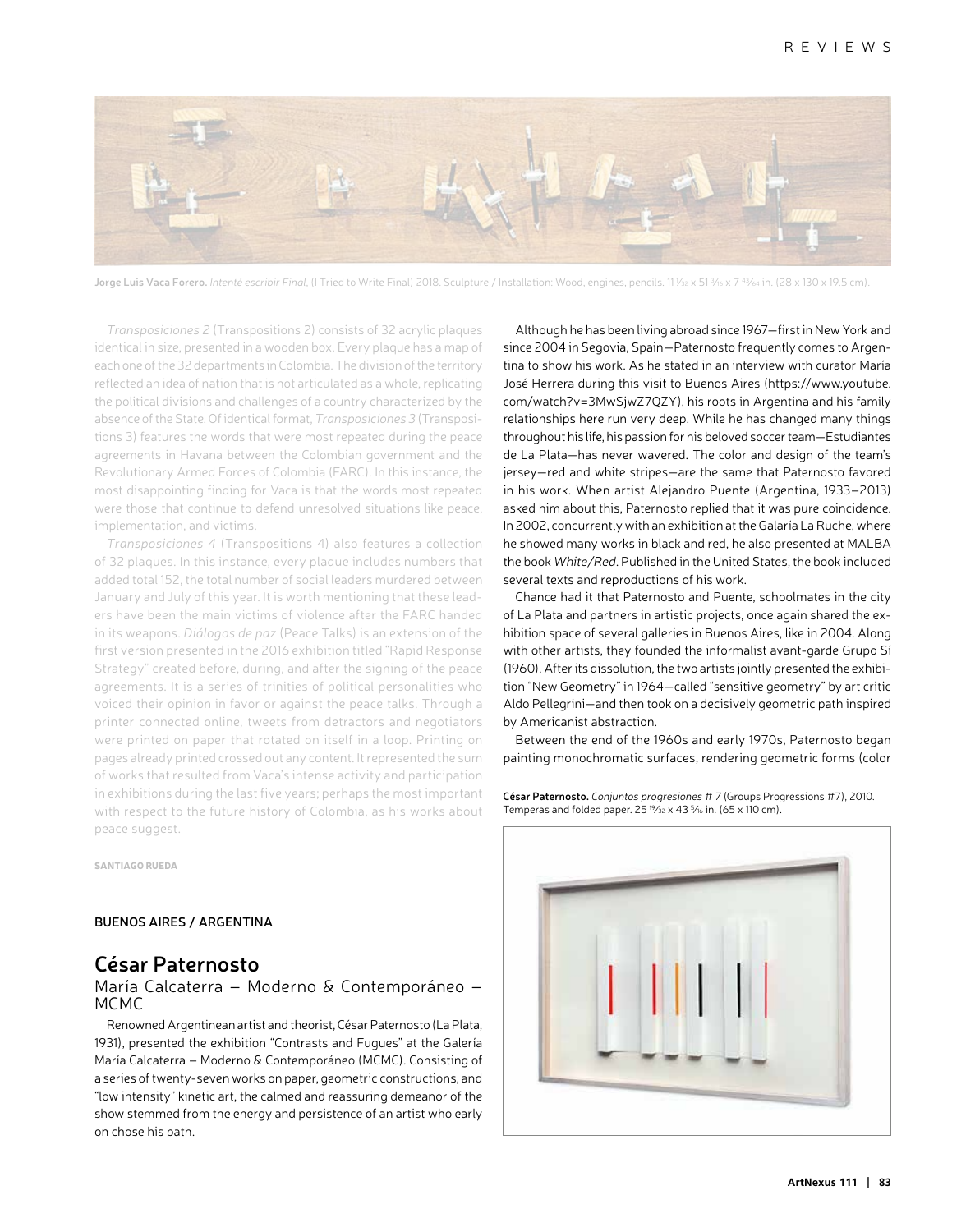**Jorge Luis Vaca Forero.** *Intenté escribir Final*, (I Tried to Write Final) 2018. Sculpture / Installation: Wood, engines, pencils. 11 1/32 x 51 3/16 x 7 43/64 in. (28 x 130 x 19.5 cm).

*Transposiciones 2* (Transpositions 2) consists of 32 acrylic plaques identical in size, presented in a wooden box. Every plaque has a map of each one of the 32 departments in Colombia. The division of the territory reflected an idea of nation that is not articulated as a whole, replicating the political divisions and challenges of a country characterized by the absence of the State. Of identical format, *Transposiciones 3* (Transpositions 3) features the words that were most repeated during the peace agreements in Havana between the Colombian government and the Revolutionary Armed Forces of Colombia (FARC). In this instance, the most disappointing finding for Vaca is that the words most repeated were those that continue to defend unresolved situations like peace, implementation, and victims.

*Transposiciones 4* (Transpositions 4) also features a collection of 32 plaques. In this instance, every plaque includes numbers that added total 152, the total number of social leaders murdered between January and July of this year. It is worth mentioning that these leaders have been the main victims of violence after the FARC handed in its weapons. *Diálogos de paz* (Peace Talks) is an extension of the first version presented in the 2016 exhibition titled "Rapid Response Strategy" created before, during, and after the signing of the peace agreements. It is a series of trinities of political personalities who voiced their opinion in favor or against the peace talks. Through a printer connected online, tweets from detractors and negotiators were printed on paper that rotated on itself in a loop. Printing on pages already printed crossed out any content. It represented the sum of works that resulted from Vaca's intense activity and participation in exhibitions during the last five years; perhaps the most important with respect to the future history of Colombia, as his works about peace suggest.

SANTIAGO RUEDA

**BUENOS AIRES / ARGENTINA**

## César Paternosto

### María Calcaterra – Moderno & Contemporáneo – MCMC

Renowned Argentinean artist and theorist, César Paternosto (La Plata, 1931), presented the exhibition "Contrasts and Fugues" at the Galería María Calcaterra – Moderno & Contemporáneo (MCMC). Consisting of a series of twenty-seven works on paper, geometric constructions, and "low intensity" kinetic art, the calmed and reassuring demeanor of the show stemmed from the energy and persistence of an artist who early on chose his path.

Although he has been living abroad since 1967—first in New York and since 2004 in Segovia, Spain—Paternosto frequently comes to Argentina to show his work. As he stated in an interview with curator María José Herrera during this visit to Buenos Aires (https://www.youtube.com/watch?v=3MwSjwZ7QZY), his roots in Argentina and his family relationships here run very deep. While he has changed many things throughout his life, his passion for his beloved soccer team—Estudiantes de La Plata—has never wavered. The color and design of the team's jersey—red and white stripes—are the same that Paternosto favored in his work. When artist Alejandro Puente (Argentina, 1933–2013) asked him about this, Paternosto replied that it was pure coincidence. In 2002, concurrently with an exhibition at the Galaría La Ruche, where he showed many works in black and red, he also presented at MALBA the book *White/Red*. Published in the United States, the book included several texts and reproductions of his work.

Chance had it that Paternosto and Puente, schoolmates in the city of La Plata and partners in artistic projects, once again shared the exhibition space of several galleries in Buenos Aires, like in 2004. Along with other artists, they founded the informalist avant-garde Grupo Sí (1960). After its dissolution, the two artists jointly presented the exhibition "New Geometry" in 1964—called "sensitive geometry" by art critic Aldo Pellegrini—and then took on a decisively geometric path inspired by Americanist abstraction.

Between the end of the 1960s and early 1970s, Paternosto began painting monochromatic surfaces, rendering geometric forms (color

**César Paternosto.** *Conjuntos progresiones # 7* (Groups Progressions #7), 2010. Temperas and folded paper. 25 19/32 x 43 5/16 in. (65 x 110 cm).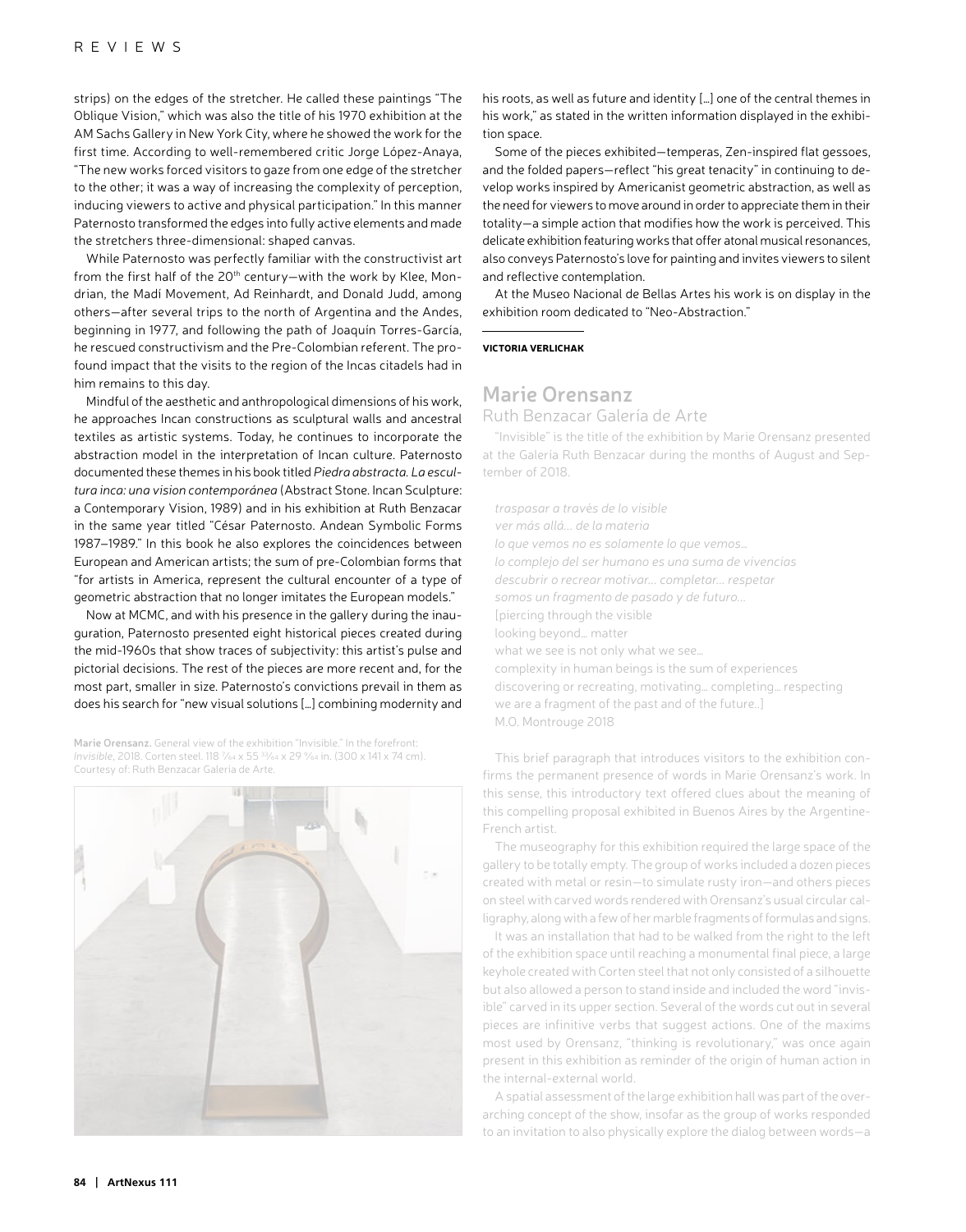strips) on the edges of the stretcher. He called these paintings "The Oblique Vision," which was also the title of his 1970 exhibition at the AM Sachs Gallery in New York City, where he showed the work for the first time. According to well-remembered critic Jorge López-Anaya, "The new works forced visitors to gaze from one edge of the stretcher to the other; it was a way of increasing the complexity of perception, inducing viewers to active and physical participation." In this manner Paternosto transformed the edges into fully active elements and made the stretchers three-dimensional: shaped canvas.

While Paternosto was perfectly familiar with the constructivist art from the first half of the 20th century—with the work by Klee, Mondrian, the Madí Movement, Ad Reinhardt, and Donald Judd, among others—after several trips to the north of Argentina and the Andes, beginning in 1977, and following the path of Joaquín Torres-García, he rescued constructivism and the Pre-Colombian referent. The profound impact that the visits to the region of the Incas citadels had in him remains to this day.

Mindful of the aesthetic and anthropological dimensions of his work, he approaches Incan constructions as sculptural walls and ancestral textiles as artistic systems. Today, he continues to incorporate the abstraction model in the interpretation of Incan culture. Paternosto documented these themes in his book titled *Piedra abstracta. La escultura inca: una vision contemporánea* (Abstract Stone. Incan Sculpture: a Contemporary Vision, 1989) and in his exhibition at Ruth Benzacar in the same year titled "César Paternosto. Andean Symbolic Forms 1987–1989." In this book he also explores the coincidences between European and American artists; the sum of pre-Colombian forms that "for artists in America, represent the cultural encounter of a type of geometric abstraction that no longer imitates the European models."

Now at MCMC, and with his presence in the gallery during the inauguration, Paternosto presented eight historical pieces created during the mid-1960s that show traces of subjectivity: this artist's pulse and pictorial decisions. The rest of the pieces are more recent and, for the most part, smaller in size. Paternosto's convictions prevail in them as does his search for "new visual solutions [...] combining modernity and his roots, as well as future and identity [...] one of the central themes in his work," as stated in the written information displayed in the exhibition space.

Some of the pieces exhibited—temperas, Zen-inspired flat gessoes, and the folded papers—reflect "his great tenacity" in continuing to develop works inspired by Americanist geometric abstraction, as well as the need for viewers to move around in order to appreciate them in their totality—a simple action that modifies how the work is perceived. This delicate exhibition featuring works that offer atonal musical resonances, also conveys Paternosto's love for painting and invites viewers to silent and reflective contemplation.

At the Museo Nacional de Bellas Artes his work is on display in the exhibition room dedicated to "Neo-Abstraction."

**VICTORIA VERLICHAK**

## Marie Orensanz

### Ruth Benzacar Galería de Arte

"Invisible" is the title of the exhibition by Marie Orensanz presented at the Galería Ruth Benzacar during the months of August and September of 2018.

*traspasar a través de lo visible*
*ver más allá... de la materia*
*lo que vemos no es solamente lo que vemos...*
*lo complejo del ser humano es una suma de vivencias*
*descubrir o recrear motivar... completar... respetar*
*somos un fragmento de pasado y de futuro...*
[piercing through the visible
looking beyond... matter
what we see is not only what we see...
complexity in human beings is the sum of experiences
discovering or recreating, motivating... completing... respecting
we are a fragment of the past and of the future..]
M.O. Montrouge 2018

This brief paragraph that introduces visitors to the exhibition confirms the permanent presence of words in Marie Orensanz's work. In this sense, this introductory text offered clues about the meaning of this compelling proposal exhibited in Buenos Aires by the Argentine-French artist.

The museography for this exhibition required the large space of the gallery to be totally empty. The group of works included a dozen pieces created with metal or resin—to simulate rusty iron—and others pieces on steel with carved words rendered with Orensanz's usual circular calligraphy, along with a few of her marble fragments of formulas and signs.

It was an installation that had to be walked from the right to the left of the exhibition space until reaching a monumental final piece, a large keyhole created with Corten steel that not only consisted of a silhouette but also allowed a person to stand inside and included the word "invisible" carved in its upper section. Several of the words cut out in several pieces are infinitive verbs that suggest actions. One of the maxims most used by Orensanz, "thinking is revolutionary," was once again present in this exhibition as reminder of the origin of human action in the internal-external world.

A spatial assessment of the large exhibition hall was part of the overarching concept of the show, insofar as the group of works responded to an invitation to also physically explore the dialog between words—a

**Marie Orensanz.** General view of the exhibition "Invisible." In the forefront: *Invisible*, 2018. Corten steel. 118 7/64 x 55 33/64 x 29 9/64 in. (300 x 141 x 74 cm). Courtesy of: Ruth Benzacar Galería de Arte.